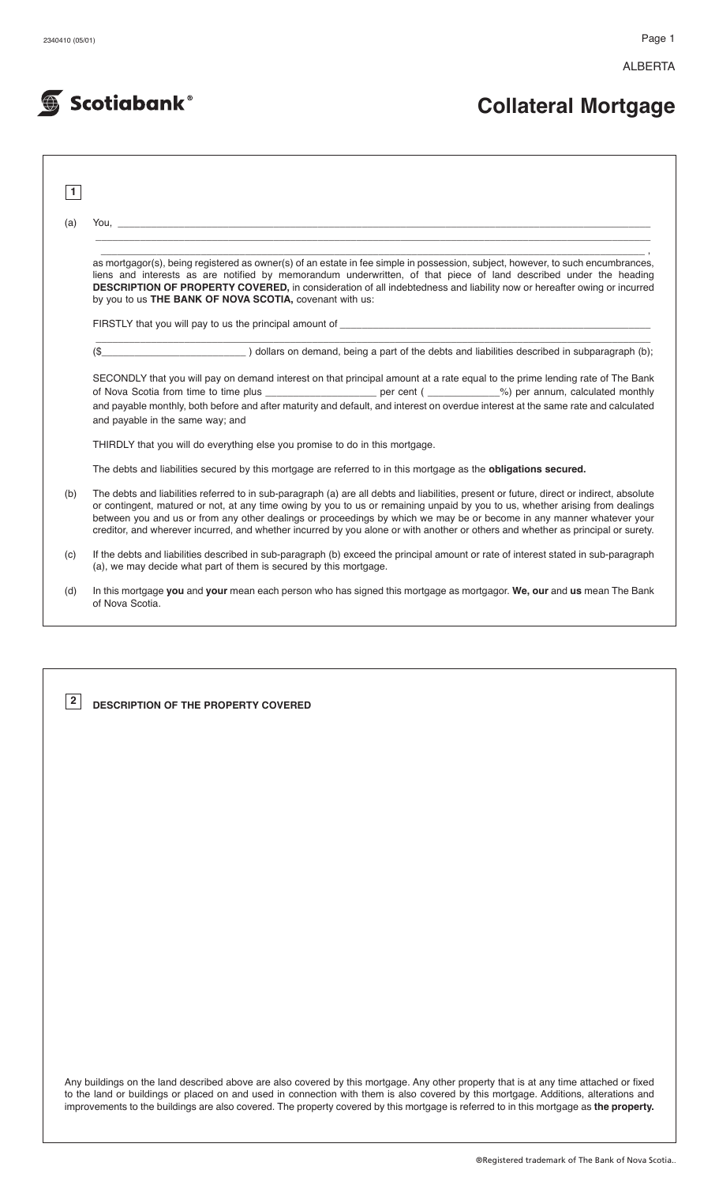ALBERTA

Scotiabank®

# Collateral Mortgage

**1**

(a) You, ______________________________________________________________________________

______________________________________________________________________________

______________________________________________________________________________ ,

as mortgagor(s), being registered as owner(s) of an estate in fee simple in possession, subject, however, to such encumbrances, liens and interests as are notified by memorandum underwritten, of that piece of land described under the heading **DESCRIPTION OF PROPERTY COVERED,** in consideration of all indebtedness and liability now or hereafter owing or incurred by you to us **THE BANK OF NOVA SCOTIA,** covenant with us:

FIRSTLY that you will pay to us the principal amount of ______________________________________________

______________________________________________________________________________

($_________________________ ) dollars on demand, being a part of the debts and liabilities described in subparagraph (b);

SECONDLY that you will pay on demand interest on that principal amount at a rate equal to the prime lending rate of The Bank of Nova Scotia from time to time plus ___________________ per cent ( ____________%) per annum, calculated monthly and payable monthly, both before and after maturity and default, and interest on overdue interest at the same rate and calculated and payable in the same way; and

THIRDLY that you will do everything else you promise to do in this mortgage.

The debts and liabilities secured by this mortgage are referred to in this mortgage as the **obligations secured.**

(b) The debts and liabilities referred to in sub-paragraph (a) are all debts and liabilities, present or future, direct or indirect, absolute or contingent, matured or not, at any time owing by you to us or remaining unpaid by you to us, whether arising from dealings between you and us or from any other dealings or proceedings by which we may be or become in any manner whatever your creditor, and wherever incurred, and whether incurred by you alone or with another or others and whether as principal or surety.

(c) If the debts and liabilities described in sub-paragraph (b) exceed the principal amount or rate of interest stated in sub-paragraph (a), we may decide what part of them is secured by this mortgage.

(d) In this mortgage **you** and **your** mean each person who has signed this mortgage as mortgagor. **We, our** and **us** mean The Bank of Nova Scotia.

**2** **DESCRIPTION OF THE PROPERTY COVERED**

Any buildings on the land described above are also covered by this mortgage. Any other property that is at any time attached or fixed to the land or buildings or placed on and used in connection with them is also covered by this mortgage. Additions, alterations and improvements to the buildings are also covered. The property covered by this mortgage is referred to in this mortgage as **the property.**

®Registered trademark of The Bank of Nova Scotia..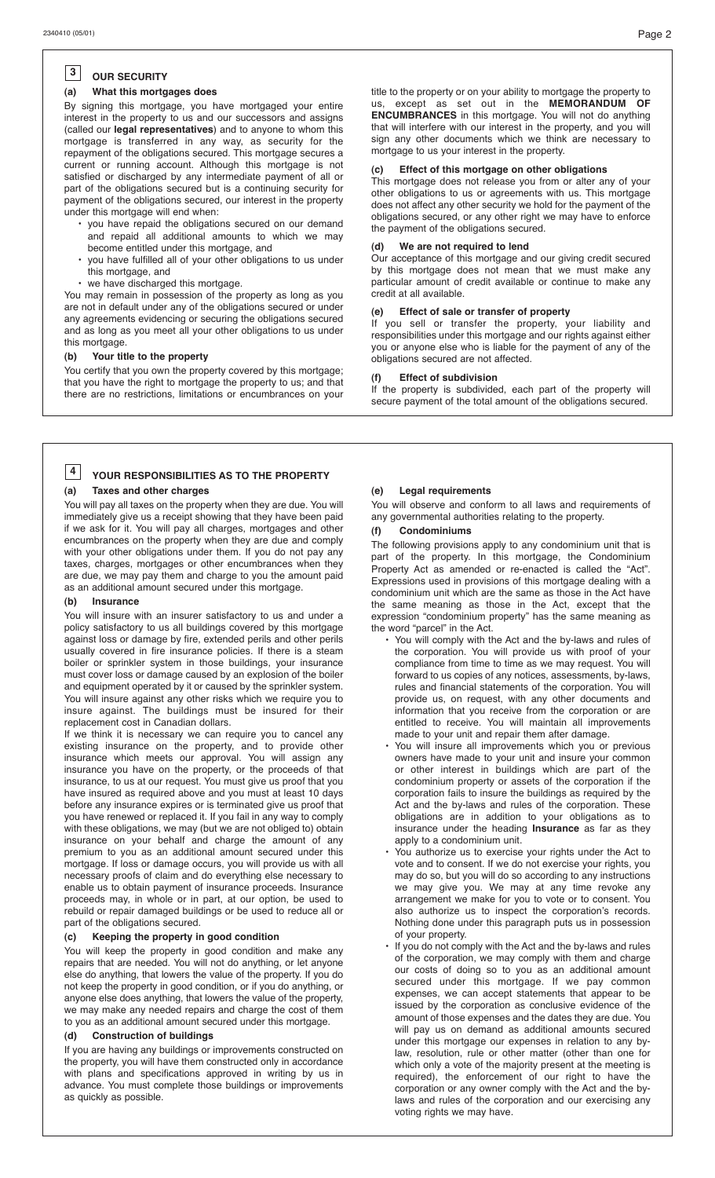## 3 OUR SECURITY

### (a) What this mortgages does

By signing this mortgage, you have mortgaged your entire interest in the property to us and our successors and assigns (called our **legal representatives**) and to anyone to whom this mortgage is transferred in any way, as security for the repayment of the obligations secured. This mortgage secures a current or running account. Although this mortgage is not satisfied or discharged by any intermediate payment of all or part of the obligations secured but is a continuing security for payment of the obligations secured, our interest in the property under this mortgage will end when:

- you have repaid the obligations secured on our demand and repaid all additional amounts to which we may become entitled under this mortgage, and
- you have fulfilled all of your other obligations to us under this mortgage, and
- we have discharged this mortgage.

You may remain in possession of the property as long as you are not in default under any of the obligations secured or under any agreements evidencing or securing the obligations secured and as long as you meet all your other obligations to us under this mortgage.

### (b) Your title to the property

You certify that you own the property covered by this mortgage; that you have the right to mortgage the property to us; and that there are no restrictions, limitations or encumbrances on your title to the property or on your ability to mortgage the property to us, except as set out in the **MEMORANDUM OF ENCUMBRANCES** in this mortgage. You will not do anything that will interfere with our interest in the property, and you will sign any other documents which we think are necessary to mortgage to us your interest in the property.

### (c) Effect of this mortgage on other obligations

This mortgage does not release you from or alter any of your other obligations to us or agreements with us. This mortgage does not affect any other security we hold for the payment of the obligations secured, or any other right we may have to enforce the payment of the obligations secured.

### (d) We are not required to lend

Our acceptance of this mortgage and our giving credit secured by this mortgage does not mean that we must make any particular amount of credit available or continue to make any credit at all available.

### (e) Effect of sale or transfer of property

If you sell or transfer the property, your liability and responsibilities under this mortgage and our rights against either you or anyone else who is liable for the payment of any of the obligations secured are not affected.

### (f) Effect of subdivision

If the property is subdivided, each part of the property will secure payment of the total amount of the obligations secured.

## 4 YOUR RESPONSIBILITIES AS TO THE PROPERTY

### (a) Taxes and other charges

You will pay all taxes on the property when they are due. You will immediately give us a receipt showing that they have been paid if we ask for it. You will pay all charges, mortgages and other encumbrances on the property when they are due and comply with your other obligations under them. If you do not pay any taxes, charges, mortgages or other encumbrances when they are due, we may pay them and charge to you the amount paid as an additional amount secured under this mortgage.

### (b) Insurance

You will insure with an insurer satisfactory to us and under a policy satisfactory to us all buildings covered by this mortgage against loss or damage by fire, extended perils and other perils usually covered in fire insurance policies. If there is a steam boiler or sprinkler system in those buildings, your insurance must cover loss or damage caused by an explosion of the boiler and equipment operated by it or caused by the sprinkler system. You will insure against any other risks which we require you to insure against. The buildings must be insured for their replacement cost in Canadian dollars.

If we think it is necessary we can require you to cancel any existing insurance on the property, and to provide other insurance which meets our approval. You will assign any insurance you have on the property, or the proceeds of that insurance, to us at our request. You must give us proof that you have insured as required above and you must at least 10 days before any insurance expires or is terminated give us proof that you have renewed or replaced it. If you fail in any way to comply with these obligations, we may (but we are not obliged to) obtain insurance on your behalf and charge the amount of any premium to you as an additional amount secured under this mortgage. If loss or damage occurs, you will provide us with all necessary proofs of claim and do everything else necessary to enable us to obtain payment of insurance proceeds. Insurance proceeds may, in whole or in part, at our option, be used to rebuild or repair damaged buildings or be used to reduce all or part of the obligations secured.

### (c) Keeping the property in good condition

You will keep the property in good condition and make any repairs that are needed. You will not do anything, or let anyone else do anything, that lowers the value of the property. If you do not keep the property in good condition, or if you do anything, or anyone else does anything, that lowers the value of the property, we may make any needed repairs and charge the cost of them to you as an additional amount secured under this mortgage.

### (d) Construction of buildings

If you are having any buildings or improvements constructed on the property, you will have them constructed only in accordance with plans and specifications approved in writing by us in advance. You must complete those buildings or improvements as quickly as possible.

### (e) Legal requirements

You will observe and conform to all laws and requirements of any governmental authorities relating to the property.

### (f) Condominiums

The following provisions apply to any condominium unit that is part of the property. In this mortgage, the Condominium Property Act as amended or re-enacted is called the "Act". Expressions used in provisions of this mortgage dealing with a condominium unit which are the same as those in the Act have the same meaning as those in the Act, except that the expression "condominium property" has the same meaning as the word "parcel" in the Act.

- You will comply with the Act and the by-laws and rules of the corporation. You will provide us with proof of your compliance from time to time as we may request. You will forward to us copies of any notices, assessments, by-laws, rules and financial statements of the corporation. You will provide us, on request, with any other documents and information that you receive from the corporation or are entitled to receive. You will maintain all improvements made to your unit and repair them after damage.
- You will insure all improvements which you or previous owners have made to your unit and insure your common or other interest in buildings which are part of the condominium property or assets of the corporation if the corporation fails to insure the buildings as required by the Act and the by-laws and rules of the corporation. These obligations are in addition to your obligations as to insurance under the heading **Insurance** as far as they apply to a condominium unit.
- You authorize us to exercise your rights under the Act to vote and to consent. If we do not exercise your rights, you may do so, but you will do so according to any instructions we may give you. We may at any time revoke any arrangement we make for you to vote or to consent. You also authorize us to inspect the corporation's records. Nothing done under this paragraph puts us in possession of your property.
- If you do not comply with the Act and the by-laws and rules of the corporation, we may comply with them and charge our costs of doing so to you as an additional amount secured under this mortgage. If we pay common expenses, we can accept statements that appear to be issued by the corporation as conclusive evidence of the amount of those expenses and the dates they are due. You will pay us on demand as additional amounts secured under this mortgage our expenses in relation to any by-law, resolution, rule or other matter (other than one for which only a vote of the majority present at the meeting is required), the enforcement of our right to have the corporation or any owner comply with the Act and the by-laws and rules of the corporation and our exercising any voting rights we may have.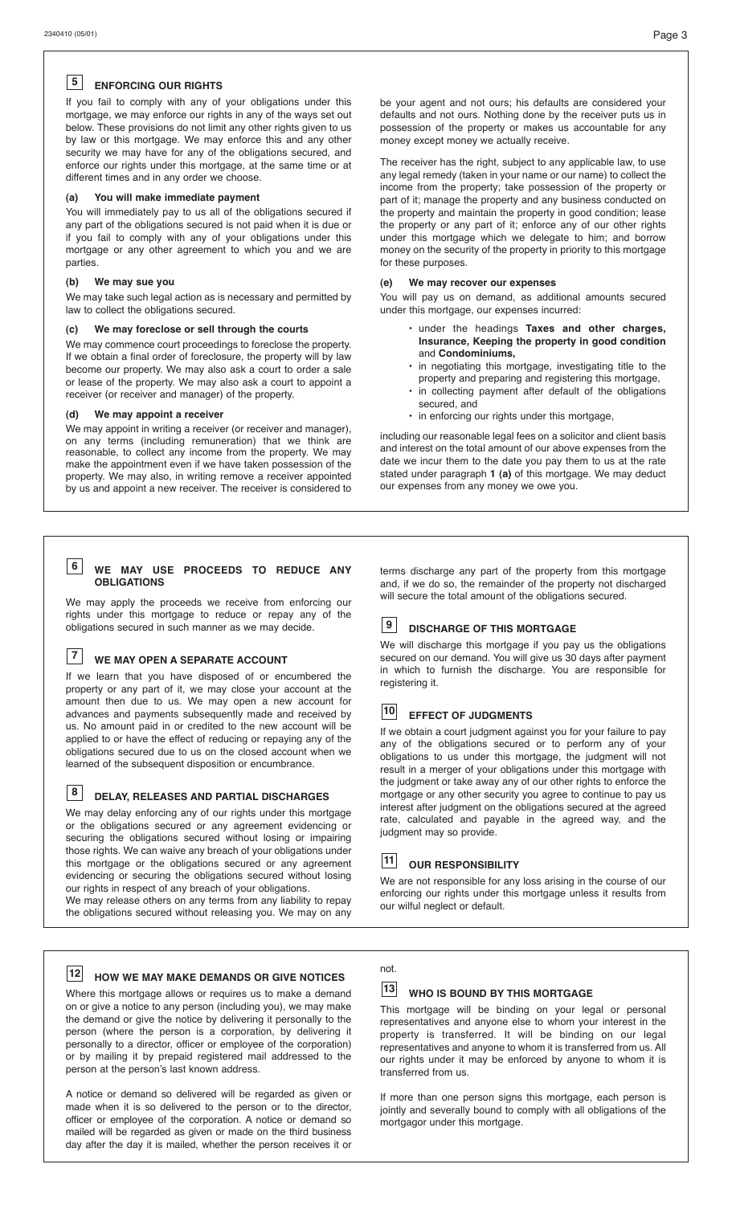## 5 ENFORCING OUR RIGHTS

If you fail to comply with any of your obligations under this mortgage, we may enforce our rights in any of the ways set out below. These provisions do not limit any other rights given to us by law or this mortgage. We may enforce this and any other security we may have for any of the obligations secured, and enforce our rights under this mortgage, at the same time or at different times and in any order we choose.

### (a) You will make immediate payment

You will immediately pay to us all of the obligations secured if any part of the obligations secured is not paid when it is due or if you fail to comply with any of your obligations under this mortgage or any other agreement to which you and we are parties.

### (b) We may sue you

We may take such legal action as is necessary and permitted by law to collect the obligations secured.

### (c) We may foreclose or sell through the courts

We may commence court proceedings to foreclose the property. If we obtain a final order of foreclosure, the property will by law become our property. We may also ask a court to order a sale or lease of the property. We may also ask a court to appoint a receiver (or receiver and manager) of the property.

### (d) We may appoint a receiver

We may appoint in writing a receiver (or receiver and manager), on any terms (including remuneration) that we think are reasonable, to collect any income from the property. We may make the appointment even if we have taken possession of the property. We may also, in writing remove a receiver appointed by us and appoint a new receiver. The receiver is considered to be your agent and not ours; his defaults are considered your defaults and not ours. Nothing done by the receiver puts us in possession of the property or makes us accountable for any money except money we actually receive.

The receiver has the right, subject to any applicable law, to use any legal remedy (taken in your name or our name) to collect the income from the property; take possession of the property or part of it; manage the property and any business conducted on the property and maintain the property in good condition; lease the property or any part of it; enforce any of our other rights under this mortgage which we delegate to him; and borrow money on the security of the property in priority to this mortgage for these purposes.

### (e) We may recover our expenses

You will pay us on demand, as additional amounts secured under this mortgage, our expenses incurred:

- under the headings **Taxes and other charges, Insurance, Keeping the property in good condition** and **Condominiums,**
- in negotiating this mortgage, investigating title to the property and preparing and registering this mortgage,
- in collecting payment after default of the obligations secured, and
- in enforcing our rights under this mortgage,

including our reasonable legal fees on a solicitor and client basis and interest on the total amount of our above expenses from the date we incur them to the date you pay them to us at the rate stated under paragraph **1 (a)** of this mortgage. We may deduct our expenses from any money we owe you.

## 6 WE MAY USE PROCEEDS TO REDUCE ANY OBLIGATIONS

We may apply the proceeds we receive from enforcing our rights under this mortgage to reduce or repay any of the obligations secured in such manner as we may decide.

## 7 WE MAY OPEN A SEPARATE ACCOUNT

If we learn that you have disposed of or encumbered the property or any part of it, we may close your account at the amount then due to us. We may open a new account for advances and payments subsequently made and received by us. No amount paid in or credited to the new account will be applied to or have the effect of reducing or repaying any of the obligations secured due to us on the closed account when we learned of the subsequent disposition or encumbrance.

## 8 DELAY, RELEASES AND PARTIAL DISCHARGES

We may delay enforcing any of our rights under this mortgage or the obligations secured or any agreement evidencing or securing the obligations secured without losing or impairing those rights. We can waive any breach of your obligations under this mortgage or the obligations secured or any agreement evidencing or securing the obligations secured without losing our rights in respect of any breach of your obligations.

We may release others on any terms from any liability to repay the obligations secured without releasing you. We may on any terms discharge any part of the property from this mortgage and, if we do so, the remainder of the property not discharged will secure the total amount of the obligations secured.

## 9 DISCHARGE OF THIS MORTGAGE

We will discharge this mortgage if you pay us the obligations secured on our demand. You will give us 30 days after payment in which to furnish the discharge. You are responsible for registering it.

## 10 EFFECT OF JUDGMENTS

If we obtain a court judgment against you for your failure to pay any of the obligations secured or to perform any of your obligations to us under this mortgage, the judgment will not result in a merger of your obligations under this mortgage with the judgment or take away any of our other rights to enforce the mortgage or any other security you agree to continue to pay us interest after judgment on the obligations secured at the agreed rate, calculated and payable in the agreed way, and the judgment may so provide.

## 11 OUR RESPONSIBILITY

We are not responsible for any loss arising in the course of our enforcing our rights under this mortgage unless it results from our wilful neglect or default.

## 12 HOW WE MAY MAKE DEMANDS OR GIVE NOTICES

Where this mortgage allows or requires us to make a demand on or give a notice to any person (including you), we may make the demand or give the notice by delivering it personally to the person (where the person is a corporation, by delivering it personally to a director, officer or employee of the corporation) or by mailing it by prepaid registered mail addressed to the person at the person's last known address.

A notice or demand so delivered will be regarded as given or made when it is so delivered to the person or to the director, officer or employee of the corporation. A notice or demand so mailed will be regarded as given or made on the third business day after the day it is mailed, whether the person receives it or not.

## 13 WHO IS BOUND BY THIS MORTGAGE

This mortgage will be binding on your legal or personal representatives and anyone else to whom your interest in the property is transferred. It will be binding on our legal representatives and anyone to whom it is transferred from us. All our rights under it may be enforced by anyone to whom it is transferred from us.

If more than one person signs this mortgage, each person is jointly and severally bound to comply with all obligations of the mortgagor under this mortgage.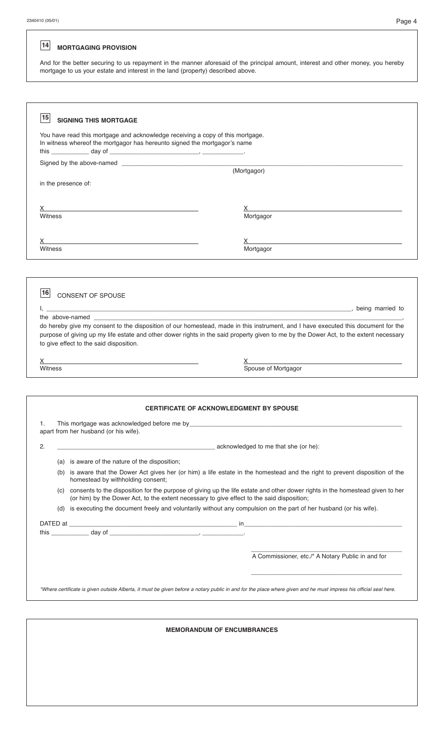## 14 MORTGAGING PROVISION

And for the better securing to us repayment in the manner aforesaid of the principal amount, interest and other money, you hereby mortgage to us your estate and interest in the land (property) described above.

## 15 SIGNING THIS MORTGAGE

You have read this mortgage and acknowledge receiving a copy of this mortgage.
In witness whereof the mortgagor has hereunto signed the mortgagor's name
this ___________ day of __________________________, ____________.

Signed by the above-named ________________________________________________
(Mortgagor)

in the presence of:

| | |
|---|---|
| X ______________________ | X ______________________ |
| Witness | Mortgagor |
| X ______________________ | X ______________________ |
| Witness | Mortgagor |

## 16 CONSENT OF SPOUSE

I, ______________________________________________________________, being married to the above-named ______________________________________________________________,
do hereby give my consent to the disposition of our homestead, made in this instrument, and I have executed this document for the purpose of giving up my life estate and other dower rights in the said property given to me by the Dower Act, to the extent necessary to give effect to the said disposition.

| | |
|---|---|
| X ______________________ | X ______________________ |
| Witness | Spouse of Mortgagor |

### CERTIFICATE OF ACKNOWLEDGMENT BY SPOUSE

1. This mortgage was acknowledged before me by______________________________________________ apart from her husband (or his wife).

2. ______________________________________________ acknowledged to me that she (or he):

   (a) is aware of the nature of the disposition;

   (b) is aware that the Dower Act gives her (or him) a life estate in the homestead and the right to prevent disposition of the homestead by withholding consent;

   (c) consents to the disposition for the purpose of giving up the life estate and other dower rights in the homestead given to her (or him) by the Dower Act, to the extent necessary to give effect to the said disposition;

   (d) is executing the document freely and voluntarily without any compulsion on the part of her husband (or his wife).

DATED at ______________________________________________ in______________________________________________
this ___________ day of __________________________, ____________.

______________________________________________
A Commissioner, etc./* A Notary Public in and for

______________________________________________

*\*Where certificate is given outside Alberta, it must be given before a notary public in and for the place where given and he must impress his official seal here.*

### MEMORANDUM OF ENCUMBRANCES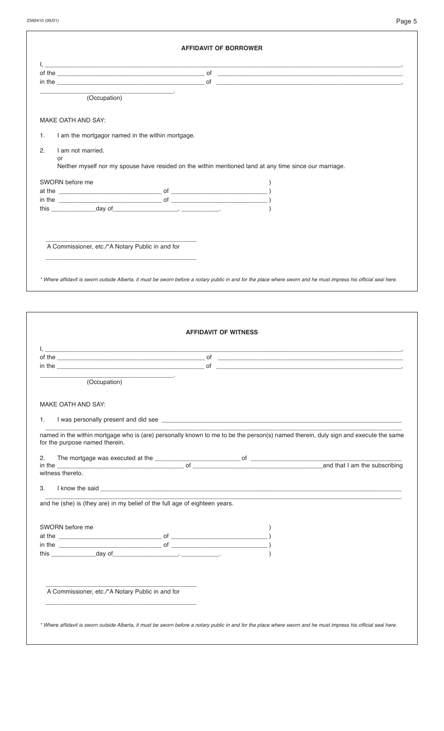## AFFIDAVIT OF BORROWER

I, ______________________________________________________________________________,
of the ____________________________________ of ____________________________________
in the ____________________________________ of ____________________________________,
______________________________.
(Occupation)

MAKE OATH AND SAY:

1. I am the mortgagor named in the within mortgage.

2. I am not married.
   or
   Neither myself nor my spouse have resided on the within mentioned land at any time since our marriage.

SWORN before me )
at the ________________________ of ________________________ )
in the ________________________ of ________________________ )
this __________ day of ________________, __________. )

____________________________________
A Commissioner, etc./*A Notary Public in and for
____________________________________

*\* Where affidavit is sworn outside Alberta, it must be sworn before a notary public in and for the place where sworn and he must impress his official seal here.*

## AFFIDAVIT OF WITNESS

I, ______________________________________________________________________________,
of the ____________________________________ of ____________________________________
in the ____________________________________ of ____________________________________,
______________________________.
(Occupation)

MAKE OATH AND SAY:

1. I was personally present and did see ______________________________________________________
______________________________________________________________________________
named in the within mortgage who is (are) personally known to me to be the person(s) named therein, duly sign and execute the same for the purpose named therein.

2. The mortgage was executed at the ____________________ of ____________________
in the ____________________ of ____________________ and that I am the subscribing witness thereto.

3. I know the said ______________________________________________________________________
______________________________________________________________________________
and he (she) is (they are) in my belief of the full age of eighteen years.

SWORN before me )
at the ________________________ of ________________________ )
in the ________________________ of ________________________ )
this __________ day of ________________, __________. )

____________________________________
A Commissioner, etc./*A Notary Public in and for
____________________________________

*\* Where affidavit is sworn outside Alberta, it must be sworn before a notary public in and for the place where sworn and he must impress his official seal here.*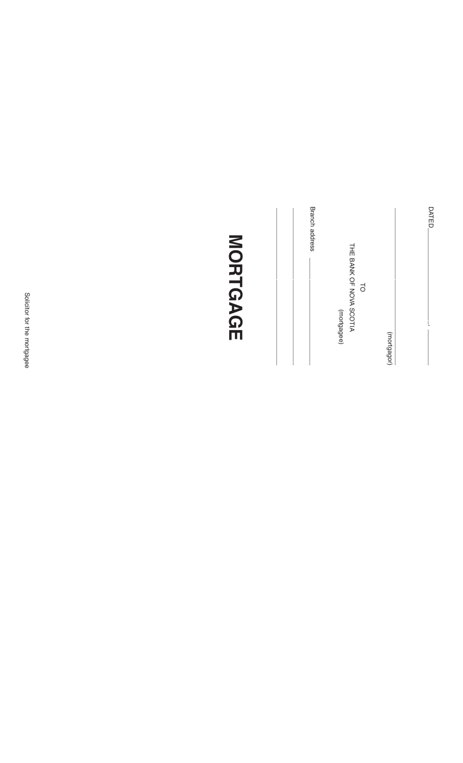DATED ______________________, ________

______________________________________

(mortgagor)

TO

THE BANK OF NOVA SCOTIA

(mortgagee)

Branch address ______________________________

______________________________________

______________________________________

# MORTGAGE

Solicitor for the mortgagee